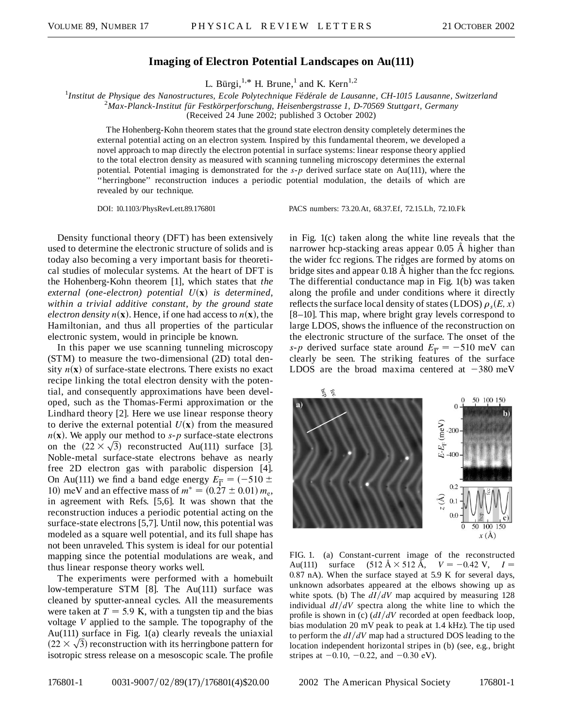# Imaging of Electron Potential Landscapes on Au(111)

L. Bürgi,[1,*] H. Brune,[1] and K. Kern[1,2]

[1]*Institut de Physique des Nanostructures, Ecole Polytechnique Fédérale de Lausanne, CH-1015 Lausanne, Switzerland*
[2]*Max-Planck-Institut für Festkörperforschung, Heisenbergstrasse 1, D-70569 Stuttgart, Germany*
(Received 24 June 2002; published 3 October 2002)

The Hohenberg-Kohn theorem states that the ground state electron density completely determines the external potential acting on an electron system. Inspired by this fundamental theorem, we developed a novel approach to map directly the electron potential in surface systems: linear response theory applied to the total electron density as measured with scanning tunneling microscopy determines the external potential. Potential imaging is demonstrated for the *s-p* derived surface state on Au(111), where the "herringbone" reconstruction induces a periodic potential modulation, the details of which are revealed by our technique.

DOI: 10.1103/PhysRevLett.89.176801 PACS numbers: 73.20.At, 68.37.Ef, 72.15.Lh, 72.10.Fk

Density functional theory (DFT) has been extensively used to determine the electronic structure of solids and is today also becoming a very important basis for theoretical studies of molecular systems. At the heart of DFT is the Hohenberg-Kohn theorem [1], which states that *the external (one-electron) potential* $U(\mathbf{x})$ *is determined, within a trivial additive constant, by the ground state electron density* $n(\mathbf{x})$. Hence, if one had access to $n(\mathbf{x})$, the Hamiltonian, and thus all properties of the particular electronic system, would in principle be known.

In this paper we use scanning tunneling microscopy (STM) to measure the two-dimensional (2D) total density $n(\mathbf{x})$ of surface-state electrons. There exists no exact recipe linking the total electron density with the potential, and consequently approximations have been developed, such as the Thomas-Fermi approximation or the Lindhard theory [2]. Here we use linear response theory to derive the external potential $U(\mathbf{x})$ from the measured $n(\mathbf{x})$. We apply our method to *s-p* surface-state electrons on the $(22 \times \sqrt{3})$ reconstructed Au(111) surface [3]. Noble-metal surface-state electrons behave as nearly free 2D electron gas with parabolic dispersion [4]. On Au(111) we find a band edge energy $E_{\overline{\Gamma}} = (-510 \pm 10)$ meV and an effective mass of $m^* = (0.27 \pm 0.01)\, m_e$, in agreement with Refs. [5,6]. It was shown that the reconstruction induces a periodic potential acting on the surface-state electrons [5,7]. Until now, this potential was modeled as a square well potential, and its full shape has not been unraveled. This system is ideal for our potential mapping since the potential modulations are weak, and thus linear response theory works well.

The experiments were performed with a homebuilt low-temperature STM [8]. The Au(111) surface was cleaned by sputter-anneal cycles. All the measurements were taken at $T = 5.9$ K, with a tungsten tip and the bias voltage $V$ applied to the sample. The topography of the Au(111) surface in Fig. 1(a) clearly reveals the uniaxial $(22 \times \sqrt{3})$ reconstruction with its herringbone pattern for isotropic stress release on a mesoscopic scale. The profile in Fig. 1(c) taken along the white line reveals that the narrower hcp-stacking areas appear 0.05 Å higher than the wider fcc regions. The ridges are formed by atoms on bridge sites and appear 0.18 Å higher than the fcc regions. The differential conductance map in Fig. 1(b) was taken along the profile and under conditions where it directly reflects the surface local density of states (LDOS) $\rho_s(E, x)$ [8–10]. This map, where bright gray levels correspond to large LDOS, shows the influence of the reconstruction on the electronic structure of the surface. The onset of the *s-p* derived surface state around $E_{\overline{\Gamma}} = -510$ meV can clearly be seen. The striking features of the surface LDOS are the broad maxima centered at $-380$ meV

FIG. 1. (a) Constant-current image of the reconstructed Au(111) surface (512 Å × 512 Å, $V = -0.42$ V, $I = 0.87$ nA). When the surface stayed at 5.9 K for several days, unknown adsorbates appeared at the elbows showing up as white spots. (b) The $dI/dV$ map acquired by measuring 128 individual $dI/dV$ spectra along the white line to which the profile is shown in (c) ($dI/dV$ recorded at open feedback loop, bias modulation 20 mV peak to peak at 1.4 kHz). The tip used to perform the $dI/dV$ map had a structured DOS leading to the location independent horizontal stripes in (b) (see, e.g., bright stripes at $-0.10$, $-0.22$, and $-0.30$ eV).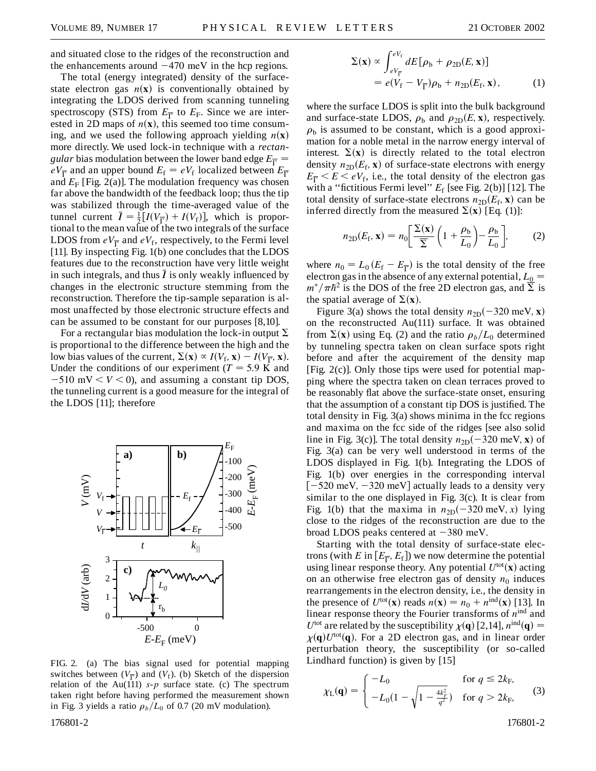and situated close to the ridges of the reconstruction and the enhancements around −470 meV in the hcp regions.

The total (energy integrated) density of the surface-state electron gas $n(\mathbf{x})$ is conventionally obtained by integrating the LDOS derived from scanning tunneling spectroscopy (STS) from $E_{\overline{\Gamma}}$ to $E_F$. Since we are interested in 2D maps of $n(\mathbf{x})$, this seemed too time consuming, and we used the following approach yielding $n(\mathbf{x})$ more directly. We used lock-in technique with a *rectangular* bias modulation between the lower band edge $E_{\overline{\Gamma}} = eV_{\overline{\Gamma}}$ and an upper bound $E_f = eV_f$ localized between $E_{\overline{\Gamma}}$ and $E_F$ [Fig. 2(a)]. The modulation frequency was chosen far above the bandwidth of the feedback loop; thus the tip was stabilized through the time-averaged value of the tunnel current $\bar{I} = \frac{1}{2}[I(V_{\overline{\Gamma}}) + I(V_f)]$, which is proportional to the mean value of the two integrals of the surface LDOS from $eV_{\overline{\Gamma}}$ and $eV_f$, respectively, to the Fermi level [11]. By inspecting Fig. 1(b) one concludes that the LDOS features due to the reconstruction have very little weight in such integrals, and thus $\bar{I}$ is only weakly influenced by changes in the electronic structure stemming from the reconstruction. Therefore the tip-sample separation is almost unaffected by those electronic structure effects and can be assumed to be constant for our purposes [8,10].

For a rectangular bias modulation the lock-in output $\Sigma$ is proportional to the difference between the high and the low bias values of the current, $\Sigma(\mathbf{x}) \propto I(V_f, \mathbf{x}) - I(V_{\overline{\Gamma}}, \mathbf{x})$. Under the conditions of our experiment ($T = 5.9$ K and $-510$ mV $< V < 0$), and assuming a constant tip DOS, the tunneling current is a good measure for the integral of the LDOS [11]; therefore

$$\Sigma(\mathbf{x}) \propto \int_{eV_{\overline{\Gamma}}}^{eV_f} dE[\rho_b + \rho_{2D}(E, \mathbf{x})] = e(V_f - V_{\overline{\Gamma}})\rho_b + n_{2D}(E_f, \mathbf{x}), \tag{1}$$

where the surface LDOS is split into the bulk background and surface-state LDOS, $\rho_b$ and $\rho_{2D}(E, \mathbf{x})$, respectively. $\rho_b$ is assumed to be constant, which is a good approximation for a noble metal in the narrow energy interval of interest. $\Sigma(\mathbf{x})$ is directly related to the total electron density $n_{2D}(E_f, \mathbf{x})$ of surface-state electrons with energy $E_{\overline{\Gamma}} < E < eV_f$, i.e., the total density of the electron gas with a "fictitious Fermi level" $E_f$ [see Fig. 2(b)] [12]. The total density of surface-state electrons $n_{2D}(E_f, \mathbf{x})$ can be inferred directly from the measured $\Sigma(\mathbf{x})$ [Eq. (1)]:

$$n_{2D}(E_f, \mathbf{x}) = n_0\left[\frac{\Sigma(\mathbf{x})}{\overline{\Sigma}}\left(1 + \frac{\rho_b}{L_0}\right) - \frac{\rho_b}{L_0}\right], \tag{2}$$

where $n_0 = L_0(E_f - E_{\overline{\Gamma}})$ is the total density of the free electron gas in the absence of any external potential, $L_0 = m^*/\pi\hbar^2$ is the DOS of the free 2D electron gas, and $\overline{\Sigma}$ is the spatial average of $\Sigma(\mathbf{x})$.

Figure 3(a) shows the total density $n_{2D}(-320 \text{ meV}, \mathbf{x})$ on the reconstructed Au(111) surface. It was obtained from $\Sigma(\mathbf{x})$ using Eq. (2) and the ratio $\rho_b/L_0$ determined by tunneling spectra taken on clean surface spots right before and after the acquirement of the density map [Fig. 2(c)]. Only those tips were used for potential mapping where the spectra taken on clean terraces proved to be reasonably flat above the surface-state onset, ensuring that the assumption of a constant tip DOS is justified. The total density in Fig. 3(a) shows minima in the fcc regions and maxima on the fcc side of the ridges [see also solid line in Fig. 3(c)]. The total density $n_{2D}(-320 \text{ meV}, \mathbf{x})$ of Fig. 3(a) can be very well understood in terms of the LDOS displayed in Fig. 1(b). Integrating the LDOS of Fig. 1(b) over energies in the corresponding interval [−520 meV, −320 meV] actually leads to a density very similar to the one displayed in Fig. 3(c). It is clear from Fig. 1(b) that the maxima in $n_{2D}(-320 \text{ meV}, x)$ lying close to the ridges of the reconstruction are due to the broad LDOS peaks centered at −380 meV.

Starting with the total density of surface-state electrons (with $E$ in $[E_{\overline{\Gamma}}, E_f]$) we now determine the potential using linear response theory. Any potential $U^{\text{tot}}(\mathbf{x})$ acting on an otherwise free electron gas of density $n_0$ induces rearrangements in the electron density, i.e., the density in the presence of $U^{\text{tot}}(\mathbf{x})$ reads $n(\mathbf{x}) = n_0 + n^{\text{ind}}(\mathbf{x})$ [13]. In linear response theory the Fourier transforms of $n^{\text{ind}}$ and $U^{\text{tot}}$ are related by the susceptibility $\chi(\mathbf{q})$ [2,14], $n^{\text{ind}}(\mathbf{q}) = \chi(\mathbf{q})U^{\text{tot}}(\mathbf{q})$. For a 2D electron gas, and in linear order perturbation theory, the susceptibility (or so-called Lindhard function) is given by [15]

$$\chi_L(\mathbf{q}) = \begin{cases} -L_0 & \text{for } q \leq 2k_F, \\ -L_0\left(1 - \sqrt{1 - \frac{4k_F^2}{q^2}}\right) & \text{for } q > 2k_F, \end{cases} \tag{3}$$

FIG. 2. (a) The bias signal used for potential mapping switches between ($V_{\overline{\Gamma}}$) and ($V_f$). (b) Sketch of the dispersion relation of the Au(111) *s*-*p* surface state. (c) The spectrum taken right before having performed the measurement shown in Fig. 3 yields a ratio $\rho_b/L_0$ of 0.7 (20 mV modulation).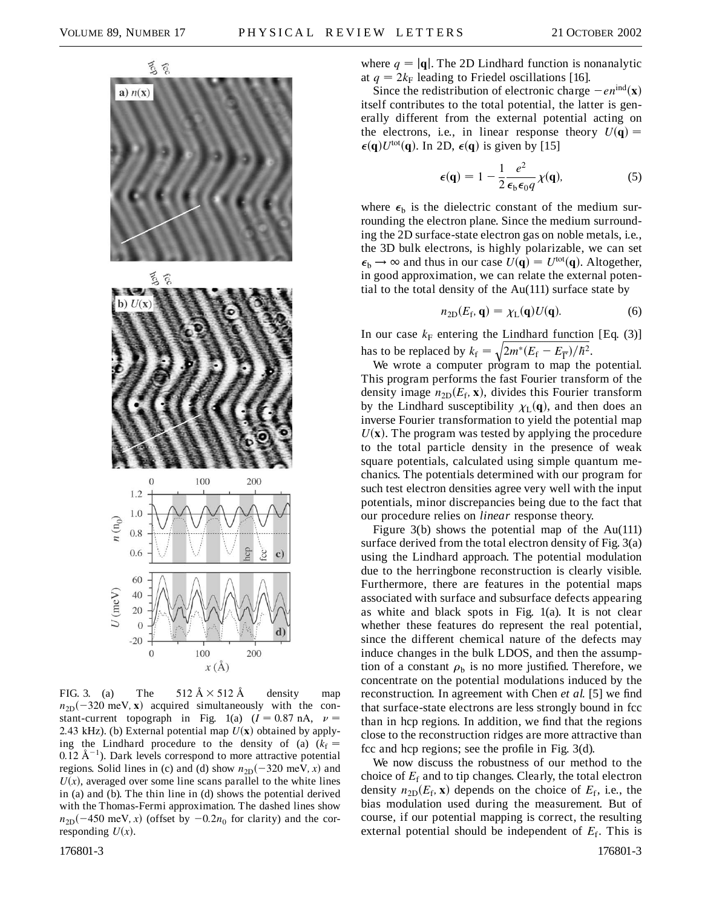FIG. 3. (a) The 512 Å × 512 Å density map $n_{2D}(-320\text{ meV}, \mathbf{x})$ acquired simultaneously with the constant-current topograph in Fig. 1(a) ($I = 0.87$ nA, $\nu = 2.43$ kHz). (b) External potential map $U(\mathbf{x})$ obtained by applying the Lindhard procedure to the density of (a) ($k_f = 0.12$ Å$^{-1}$). Dark levels correspond to more attractive potential regions. Solid lines in (c) and (d) show $n_{2D}(-320\text{ meV}, x)$ and $U(x)$, averaged over some line scans parallel to the white lines in (a) and (b). The thin line in (d) shows the potential derived with the Thomas-Fermi approximation. The dashed lines show $n_{2D}(-450\text{ meV}, x)$ (offset by $-0.2n_0$ for clarity) and the corresponding $U(x)$.

where $q = |\mathbf{q}|$. The 2D Lindhard function is nonanalytic at $q = 2k_F$ leading to Friedel oscillations [16].

Since the redistribution of electronic charge $-en^{\text{ind}}(\mathbf{x})$ itself contributes to the total potential, the latter is generally different from the external potential acting on the electrons, i.e., in linear response theory $U(\mathbf{q}) = \epsilon(\mathbf{q})U^{\text{tot}}(\mathbf{q})$. In 2D, $\epsilon(\mathbf{q})$ is given by [15]

$$\epsilon(\mathbf{q}) = 1 - \frac{1}{2}\frac{e^2}{\epsilon_b \epsilon_0 q}\chi(\mathbf{q}), \tag{5}$$

where $\epsilon_b$ is the dielectric constant of the medium surrounding the electron plane. Since the medium surrounding the 2D surface-state electron gas on noble metals, i.e., the 3D bulk electrons, is highly polarizable, we can set $\epsilon_b \to \infty$ and thus in our case $U(\mathbf{q}) = U^{\text{tot}}(\mathbf{q})$. Altogether, in good approximation, we can relate the external potential to the total density of the Au(111) surface state by

$$n_{2D}(E_f, \mathbf{q}) = \chi_L(\mathbf{q})U(\mathbf{q}). \tag{6}$$

In our case $k_F$ entering the Lindhard function [Eq. (3)] has to be replaced by $k_f = \sqrt{2m^*(E_f - E_{\overline{\Gamma}})/\hbar^2}$.

We wrote a computer program to map the potential. This program performs the fast Fourier transform of the density image $n_{2D}(E_f, \mathbf{x})$, divides this Fourier transform by the Lindhard susceptibility $\chi_L(\mathbf{q})$, and then does an inverse Fourier transformation to yield the potential map $U(\mathbf{x})$. The program was tested by applying the procedure to the total particle density in the presence of weak square potentials, calculated using simple quantum mechanics. The potentials determined with our program for such test electron densities agree very well with the input potentials, minor discrepancies being due to the fact that our procedure relies on *linear* response theory.

Figure 3(b) shows the potential map of the Au(111) surface derived from the total electron density of Fig. 3(a) using the Lindhard approach. The potential modulation due to the herringbone reconstruction is clearly visible. Furthermore, there are features in the potential maps associated with surface and subsurface defects appearing as white and black spots in Fig. 1(a). It is not clear whether these features do represent the real potential, since the different chemical nature of the defects may induce changes in the bulk LDOS, and then the assumption of a constant $\rho_b$ is no more justified. Therefore, we concentrate on the potential modulations induced by the reconstruction. In agreement with Chen *et al.* [5] we find that surface-state electrons are less strongly bound in fcc than in hcp regions. In addition, we find that the regions close to the reconstruction ridges are more attractive than fcc and hcp regions; see the profile in Fig. 3(d).

We now discuss the robustness of our method to the choice of $E_f$ and to tip changes. Clearly, the total electron density $n_{2D}(E_f, \mathbf{x})$ depends on the choice of $E_f$, i.e., the bias modulation used during the measurement. But of course, if our potential mapping is correct, the resulting external potential should be independent of $E_f$. This is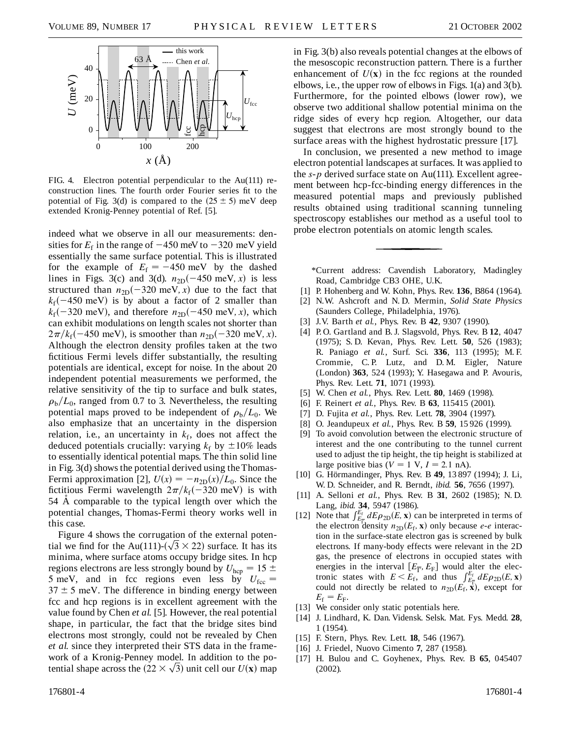U (meV)

40

20

0

0

100

200

x (Å)

63 Å

this work

Chen *et al.*

fcc

hcp

$U_{\rm fcc}$

$U_{\rm hcp}$

FIG. 4. Electron potential perpendicular to the Au(111) reconstruction lines. The fourth order Fourier series fit to the potential of Fig. 3(d) is compared to the $(25 \pm 5)$ meV deep extended Kronig-Penney potential of Ref. [5].

indeed what we observe in all our measurements: densities for $E_{\rm f}$ in the range of $-450$ meV to $-320$ meV yield essentially the same surface potential. This is illustrated for the example of $E_{\rm f} = -450$ meV by the dashed lines in Figs. 3(c) and 3(d). $n_{\rm 2D}(-450\text{ meV}, x)$ is less structured than $n_{\rm 2D}(-320\text{ meV}, x)$ due to the fact that $k_{\rm f}(-450\text{ meV})$ is by about a factor of 2 smaller than $k_{\rm f}(-320\text{ meV})$, and therefore $n_{\rm 2D}(-450\text{ meV}, x)$, which can exhibit modulations on length scales not shorter than $2\pi/k_{\rm f}(-450\text{ meV})$, is smoother than $n_{\rm 2D}(-320\text{ meV}, x)$. Although the electron density profiles taken at the two fictitious Fermi levels differ substantially, the resulting potentials are identical, except for noise. In the about 20 independent potential measurements we performed, the relative sensitivity of the tip to surface and bulk states, $\rho_{\rm b}/L_0$, ranged from 0.7 to 3. Nevertheless, the resulting potential maps proved to be independent of $\rho_{\rm b}/L_0$. We also emphasize that an uncertainty in the dispersion relation, i.e., an uncertainty in $k_{\rm f}$, does not affect the deduced potentials crucially: varying $k_{\rm f}$ by $\pm 10\%$ leads to essentially identical potential maps. The thin solid line in Fig. 3(d) shows the potential derived using the Thomas-Fermi approximation [2], $U(x) = -n_{\rm 2D}(x)/L_0$. Since the fictitious Fermi wavelength $2\pi/k_{\rm f}(-320\text{ meV})$ is with 54 Å comparable to the typical length over which the potential changes, Thomas-Fermi theory works well in this case.

Figure 4 shows the corrugation of the external potential we find for the Au(111)-($\sqrt{3} \times 22$) surface. It has its minima, where surface atoms occupy bridge sites. In hcp regions electrons are less strongly bound by $U_{\rm hcp} = 15 \pm 5$ meV, and in fcc regions even less by $U_{\rm fcc} = 37 \pm 5$ meV. The difference in binding energy between fcc and hcp regions is in excellent agreement with the value found by Chen *et al.* [5]. However, the real potential shape, in particular, the fact that the bridge sites bind electrons most strongly, could not be revealed by Chen *et al.* since they interpreted their STS data in the framework of a Kronig-Penney model. In addition to the potential shape across the $(22 \times \sqrt{3})$ unit cell our $U(\mathbf{x})$ map in Fig. 3(b) also reveals potential changes at the elbows of the mesoscopic reconstruction pattern. There is a further enhancement of $U(\mathbf{x})$ in the fcc regions at the rounded elbows, i.e., the upper row of elbows in Figs. 1(a) and 3(b). Furthermore, for the pointed elbows (lower row), we observe two additional shallow potential minima on the ridge sides of every hcp region. Altogether, our data suggest that electrons are most strongly bound to the surface areas with the highest hydrostatic pressure [17].

In conclusion, we presented a new method to image electron potential landscapes at surfaces. It was applied to the *s-p* derived surface state on Au(111). Excellent agreement between hcp-fcc-binding energy differences in the measured potential maps and previously published results obtained using traditional scanning tunneling spectroscopy establishes our method as a useful tool to probe electron potentials on atomic length scales.

---

*Current address: Cavendish Laboratory, Madingley Road, Cambridge CB3 OHE, U.K.

[1] P. Hohenberg and W. Kohn, Phys. Rev. **136**, B864 (1964).

[2] N.W. Ashcroft and N.D. Mermin, *Solid State Physics* (Saunders College, Philadelphia, 1976).

[3] J.V. Barth *et al.*, Phys. Rev. B **42**, 9307 (1990).

[4] P.O. Gartland and B.J. Slagsvold, Phys. Rev. B **12**, 4047 (1975); S.D. Kevan, Phys. Rev. Lett. **50**, 526 (1983); R. Paniago *et al.*, Surf. Sci. **336**, 113 (1995); M.F. Crommie, C.P. Lutz, and D.M. Eigler, Nature (London) **363**, 524 (1993); Y. Hasegawa and P. Avouris, Phys. Rev. Lett. **71**, 1071 (1993).

[5] W. Chen *et al.*, Phys. Rev. Lett. **80**, 1469 (1998).

[6] F. Reinert *et al.*, Phys. Rev. B **63**, 115415 (2001).

[7] D. Fujita *et al.*, Phys. Rev. Lett. **78**, 3904 (1997).

[8] O. Jeandupeux *et al.*, Phys. Rev. B **59**, 15 926 (1999).

[9] To avoid convolution between the electronic structure of interest and the one contributing to the tunnel current used to adjust the tip height, the tip height is stabilized at large positive bias ($V = 1$ V, $I = 2.1$ nA).

[10] G. Hörmandinger, Phys. Rev. B **49**, 13 897 (1994); J. Li, W.D. Schneider, and R. Berndt, *ibid.* **56**, 7656 (1997).

[11] A. Selloni *et al.*, Phys. Rev. B **31**, 2602 (1985); N.D. Lang, *ibid.* **34**, 5947 (1986).

[12] Note that $\int_{E_{\overline{\Gamma}}}^{E_{\rm f}} dE \rho_{\rm 2D}(E, \mathbf{x})$ can be interpreted in terms of the electron density $n_{\rm 2D}(E_{\rm f}, \mathbf{x})$ only because *e-e* interaction in the surface-state electron gas is screened by bulk electrons. If many-body effects were relevant in the 2D gas, the presence of electrons in occupied states with energies in the interval $[E_{\overline{\Gamma}}, E_{\rm F}]$ would alter the electronic states with $E < E_{\rm f}$, and thus $\int_{E_{\overline{\Gamma}}}^{E_{\rm f}} dE \rho_{\rm 2D}(E, \mathbf{x})$ could not directly be related to $n_{\rm 2D}(E_{\rm f}, \mathbf{x})$, except for $E_{\rm f} = E_{\rm F}$.

[13] We consider only static potentials here.

[14] J. Lindhard, K. Dan. Vidensk. Selsk. Mat. Fys. Medd. **28**, 1 (1954).

[15] F. Stern, Phys. Rev. Lett. **18**, 546 (1967).

[16] J. Friedel, Nuovo Cimento **7**, 287 (1958).

[17] H. Bulou and C. Goyhenex, Phys. Rev. B **65**, 045407 (2002).